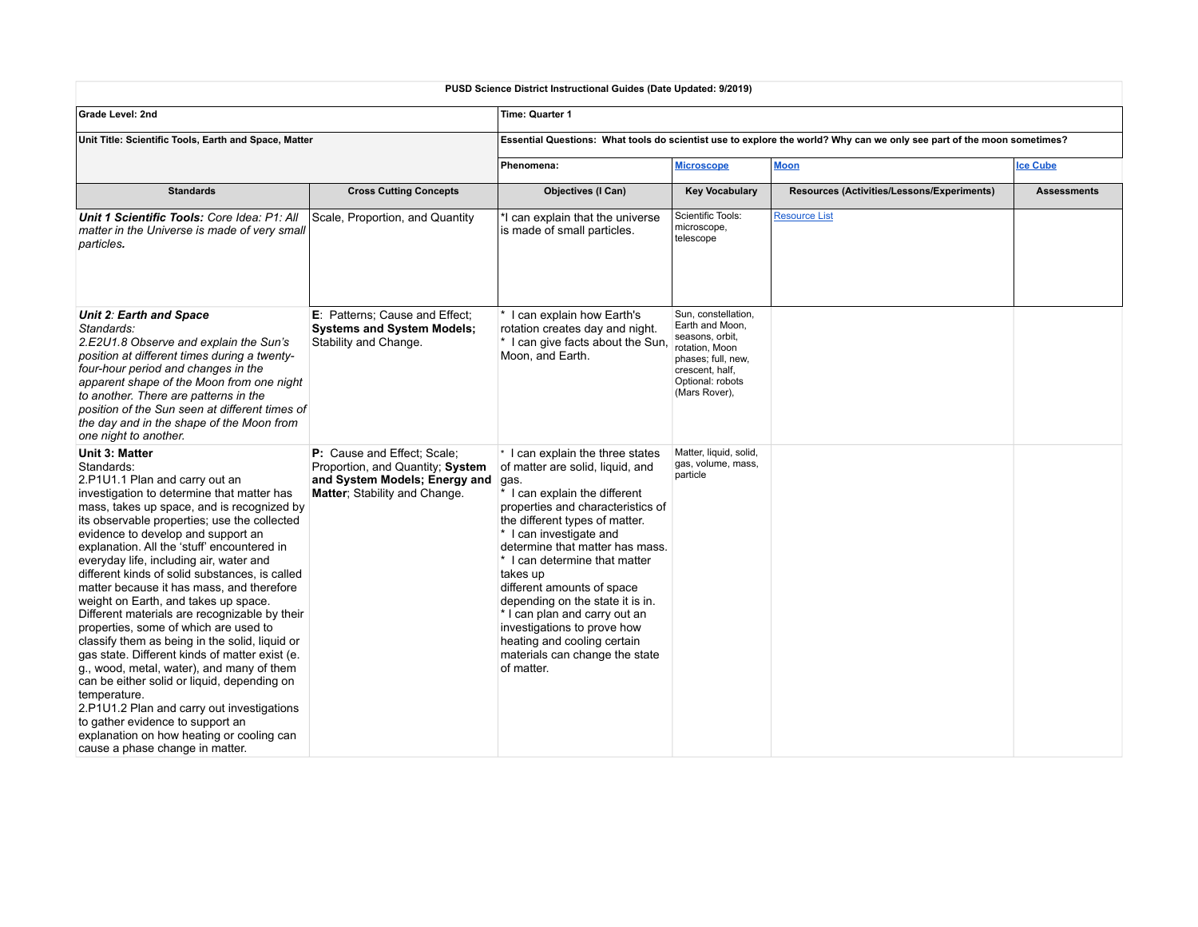**PUSD Science District Instructional Guides (Date Updated: 9/2019)**

| **Grade Level: 2nd** | | **Time: Quarter 1** | | | |
|---|---|---|---|---|---|
| **Unit Title: Scientific Tools, Earth and Space, Matter** | | **Essential Questions: What tools do scientist use to explore the world? Why can we only see part of the moon sometimes?** | | | |
| | | **Phenomena:** | **Microscope** | **Moon** | **Ice Cube** |
| **Standards** | **Cross Cutting Concepts** | **Objectives (I Can)** | **Key Vocabulary** | **Resources (Activities/Lessons/Experiments)** | **Assessments** |
| ***Unit 1 Scientific Tools:*** *Core Idea: P1: All matter in the Universe is made of very small particles.* | Scale, Proportion, and Quantity | *I can explain that the universe is made of small particles. | Scientific Tools: microscope, telescope | Resource List | |
| ***Unit 2: Earth and Space*** *Standards:* *2.E2U1.8 Observe and explain the Sun's position at different times during a twenty-four-hour period and changes in the apparent shape of the Moon from one night to another. There are patterns in the position of the Sun seen at different times of the day and in the shape of the Moon from one night to another.* | **E**: Patterns; Cause and Effect; **Systems and System Models;** Stability and Change. | * I can explain how Earth's rotation creates day and night. * I can give facts about the Sun, Moon, and Earth. | Sun, constellation, Earth and Moon, seasons, orbit, rotation, Moon phases; full, new, crescent, half, Optional: robots (Mars Rover), | | |
| **Unit 3: Matter** Standards: 2.P1U1.1 Plan and carry out an investigation to determine that matter has mass, takes up space, and is recognized by its observable properties; use the collected evidence to develop and support an explanation. All the 'stuff' encountered in everyday life, including air, water and different kinds of solid substances, is called matter because it has mass, and therefore weight on Earth, and takes up space. Different materials are recognizable by their properties, some of which are used to classify them as being in the solid, liquid or gas state. Different kinds of matter exist (e. g., wood, metal, water), and many of them can be either solid or liquid, depending on temperature. 2.P1U1.2 Plan and carry out investigations to gather evidence to support an explanation on how heating or cooling can cause a phase change in matter. | **P:** Cause and Effect; Scale; Proportion, and Quantity; **System and System Models; Energy and Matter**; Stability and Change. | * I can explain the three states of matter are solid, liquid, and gas. * I can explain the different properties and characteristics of the different types of matter. * I can investigate and determine that matter has mass. * I can determine that matter takes up different amounts of space depending on the state it is in. * I can plan and carry out an investigations to prove how heating and cooling certain materials can change the state of matter. | Matter, liquid, solid, gas, volume, mass, particle | | |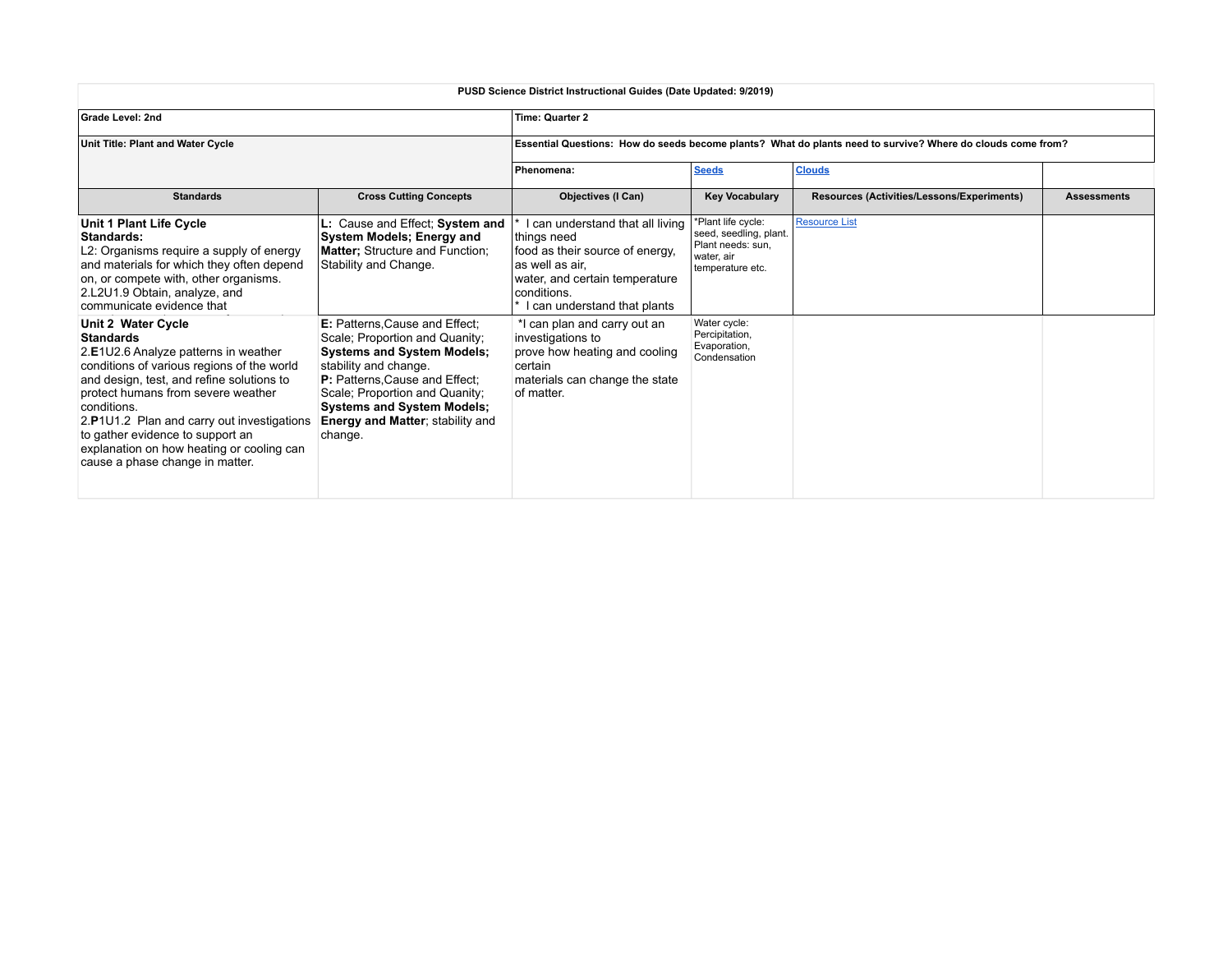**PUSD Science District Instructional Guides (Date Updated: 9/2019)**

| **Grade Level: 2nd** | | **Time: Quarter 2** | | | |
|---|---|---|---|---|---|
| **Unit Title: Plant and Water Cycle** | | **Essential Questions: How do seeds become plants? What do plants need to survive? Where do clouds come from?** | | | |
| | | **Phenomena:** | **Seeds** | **Clouds** | |
| **Standards** | **Cross Cutting Concepts** | **Objectives (I Can)** | **Key Vocabulary** | **Resources (Activities/Lessons/Experiments)** | **Assessments** |
| **Unit 1 Plant Life Cycle**<br>**Standards:**<br>L2: Organisms require a supply of energy and materials for which they often depend on, or compete with, other organisms.<br>2.L2U1.9 Obtain, analyze, and communicate evidence that | **L:** Cause and Effect; **System and System Models; Energy and Matter;** Structure and Function; Stability and Change. | * I can understand that all living things need food as their source of energy, as well as air, water, and certain temperature conditions.<br>* I can understand that plants | *Plant life cycle: seed, seedling, plant. Plant needs: sun, water, air temperature etc. | Resource List | |
| **Unit 2 Water Cycle**<br>**Standards**<br>2.**E**1U2.6 Analyze patterns in weather conditions of various regions of the world and design, test, and refine solutions to protect humans from severe weather conditions.<br>2.**P**1U1.2 Plan and carry out investigations to gather evidence to support an explanation on how heating or cooling can cause a phase change in matter. | **E:** Patterns,Cause and Effect; Scale; Proportion and Quanity; **Systems and System Models;** stability and change.<br>**P:** Patterns,Cause and Effect; Scale; Proportion and Quanity; **Systems and System Models; Energy and Matter**; stability and change. | *I can plan and carry out an investigations to prove how heating and cooling certain materials can change the state of matter. | Water cycle: Percipitation, Evaporation, Condensation | | |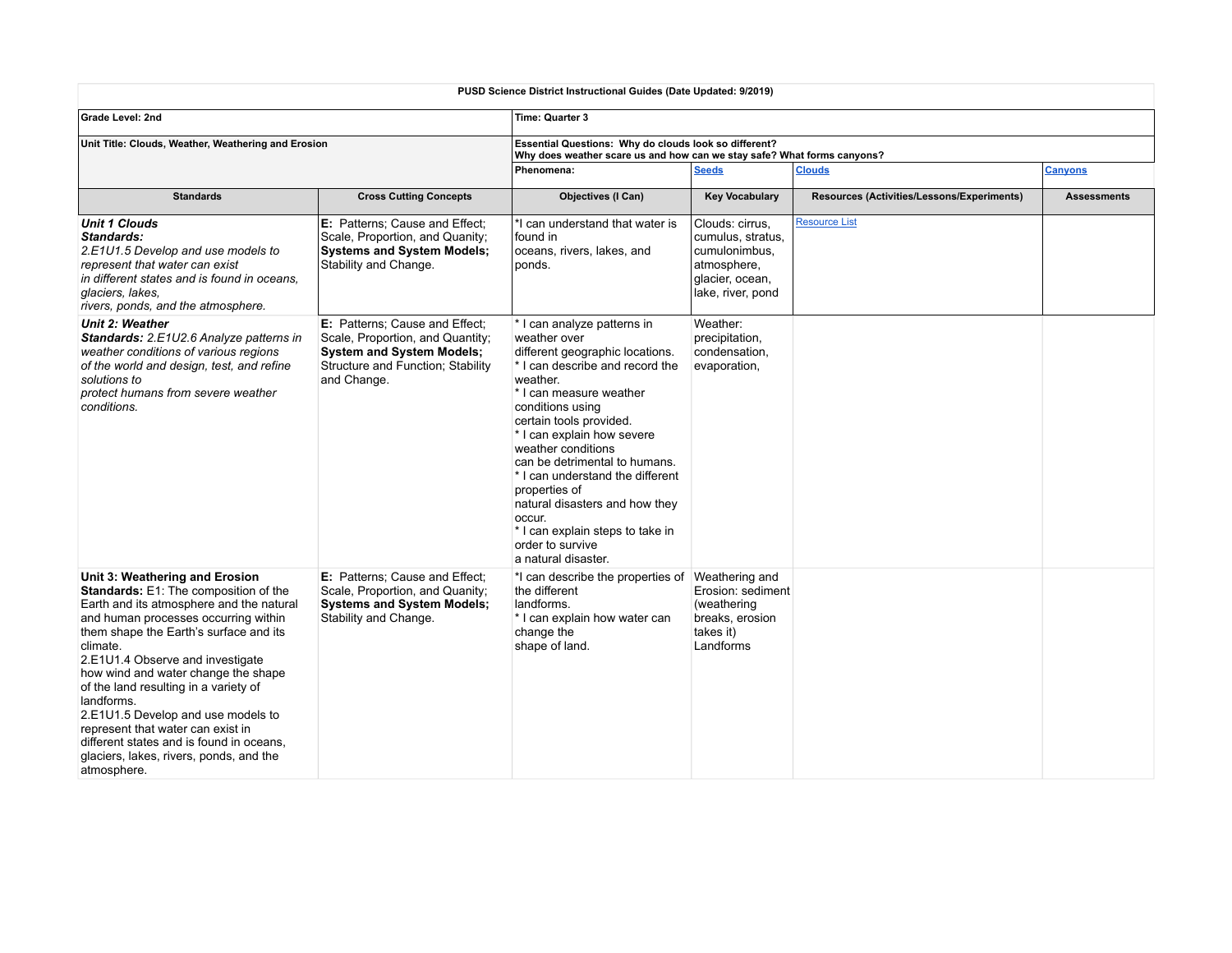**PUSD Science District Instructional Guides (Date Updated: 9/2019)**

| | | | | | |
|---|---|---|---|---|---|
| **Grade Level: 2nd** | | **Time: Quarter 3** | | | |
| **Unit Title: Clouds, Weather, Weathering and Erosion** | | **Essential Questions: Why do clouds look so different? Why does weather scare us and how can we stay safe? What forms canyons?** | | | |
| | | **Phenomena:** | **Seeds** | **Clouds** | **Canyons** |
| **Standards** | **Cross Cutting Concepts** | **Objectives (I Can)** | **Key Vocabulary** | **Resources (Activities/Lessons/Experiments)** | **Assessments** |
| ***Unit 1 Clouds*** ***Standards:*** *2.E1U1.5 Develop and use models to represent that water can exist in different states and is found in oceans, glaciers, lakes, rivers, ponds, and the atmosphere.* | **E:** Patterns; Cause and Effect; Scale, Proportion, and Quanity; **Systems and System Models;** Stability and Change. | *I can understand that water is found in oceans, rivers, lakes, and ponds. | Clouds: cirrus, cumulus, stratus, cumulonimbus, atmosphere, glacier, ocean, lake, river, pond | Resource List | |
| ***Unit 2: Weather*** ***Standards:*** *2.E1U2.6 Analyze patterns in weather conditions of various regions of the world and design, test, and refine solutions to protect humans from severe weather conditions.* | **E:** Patterns; Cause and Effect; Scale, Proportion, and Quantity; **System and System Models;** Structure and Function; Stability and Change. | * I can analyze patterns in weather over different geographic locations. * I can describe and record the weather. * I can measure weather conditions using certain tools provided. * I can explain how severe weather conditions can be detrimental to humans. * I can understand the different properties of natural disasters and how they occur. * I can explain steps to take in order to survive a natural disaster. | Weather: precipitation, condensation, evaporation, | | |
| **Unit 3: Weathering and Erosion** **Standards:** E1: The composition of the Earth and its atmosphere and the natural and human processes occurring within them shape the Earth's surface and its climate. 2.E1U1.4 Observe and investigate how wind and water change the shape of the land resulting in a variety of landforms. 2.E1U1.5 Develop and use models to represent that water can exist in different states and is found in oceans, glaciers, lakes, rivers, ponds, and the atmosphere. | **E:** Patterns; Cause and Effect; Scale, Proportion, and Quanity; **Systems and System Models;** Stability and Change. | *I can describe the properties of the different landforms. * I can explain how water can change the shape of land. | Weathering and Erosion: sediment (weathering breaks, erosion takes it) Landforms | | |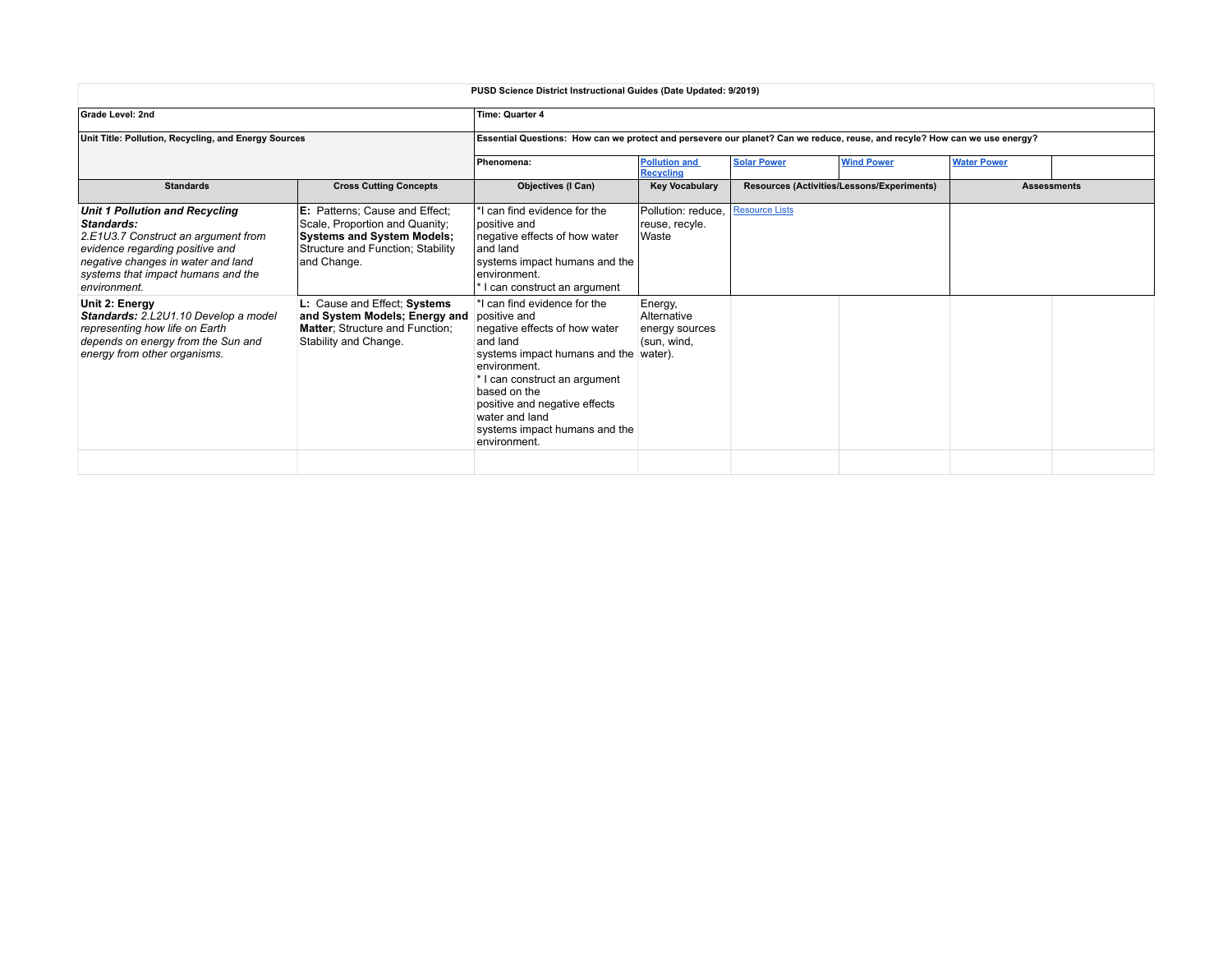**PUSD Science District Instructional Guides (Date Updated: 9/2019)**

| | | | | | | | |
|---|---|---|---|---|---|---|---|
| **Grade Level: 2nd** | | **Time: Quarter 4** | | | | | |
| **Unit Title: Pollution, Recycling, and Energy Sources** | | **Essential Questions: How can we protect and persevere our planet? Can we reduce, reuse, and recyle? How can we use energy?** | | | | | |
| | | **Phenomena:** | **Pollution and Recycling** | **Solar Power** | **Wind Power** | **Water Power** | |
| **Standards** | **Cross Cutting Concepts** | **Objectives (I Can)** | **Key Vocabulary** | **Resources (Activities/Lessons/Experiments)** | | **Assessments** | |
| ***Unit 1 Pollution and Recycling Standards:*** *2.E1U3.7 Construct an argument from evidence regarding positive and negative changes in water and land systems that impact humans and the environment.* | **E:** Patterns; Cause and Effect; Scale, Proportion and Quanity; **Systems and System Models;** Structure and Function; Stability and Change. | *I can find evidence for the positive and negative effects of how water and land systems impact humans and the environment. * I can construct an argument | Pollution: reduce, reuse, recyle. Waste | Resource Lists | | | |
| **Unit 2: Energy** ***Standards:*** *2.L2U1.10 Develop a model representing how life on Earth depends on energy from the Sun and energy from other organisms.* | **L:** Cause and Effect; **Systems and System Models; Energy and Matter**; Structure and Function; Stability and Change. | *I can find evidence for the positive and negative effects of how water and land systems impact humans and the environment. * I can construct an argument based on the positive and negative effects water and land systems impact humans and the environment. | Energy, Alternative energy sources (sun, wind, water). | | | | |
| | | | | | | | |